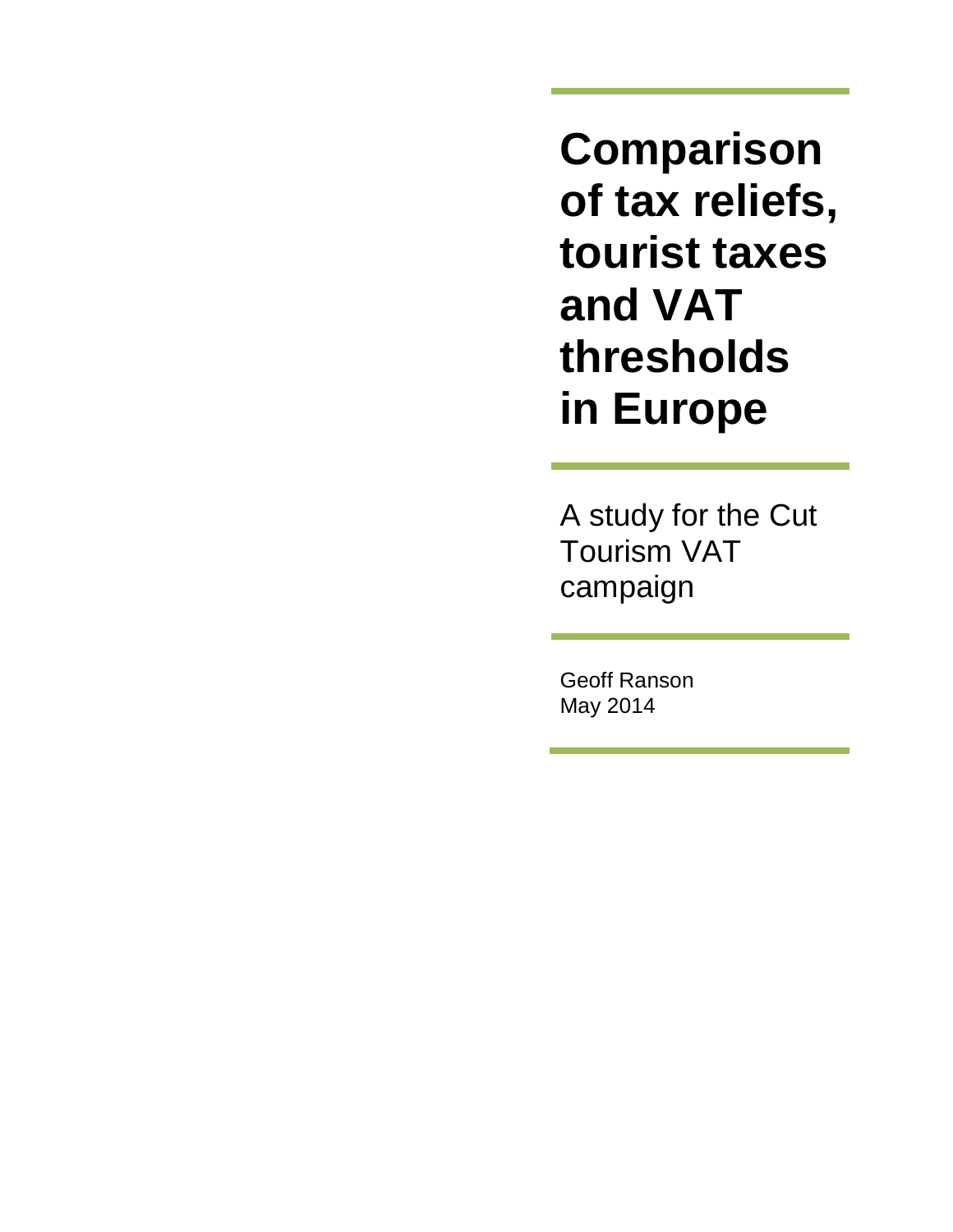# Comparison of tax reliefs, tourist taxes and VAT thresholds in Europe

A study for the Cut Tourism VAT campaign

Geoff Ranson
May 2014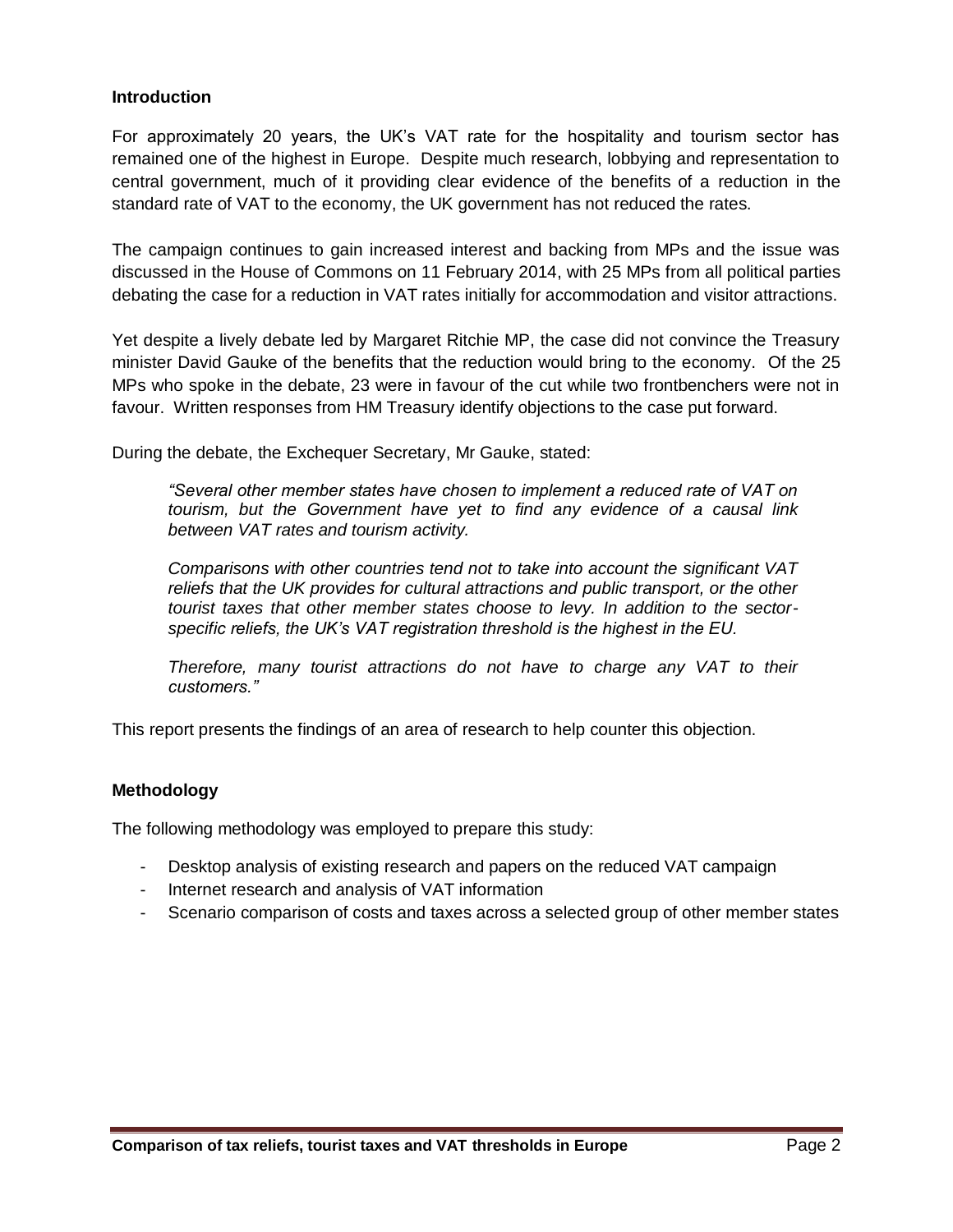## Introduction

For approximately 20 years, the UK's VAT rate for the hospitality and tourism sector has remained one of the highest in Europe. Despite much research, lobbying and representation to central government, much of it providing clear evidence of the benefits of a reduction in the standard rate of VAT to the economy, the UK government has not reduced the rates.

The campaign continues to gain increased interest and backing from MPs and the issue was discussed in the House of Commons on 11 February 2014, with 25 MPs from all political parties debating the case for a reduction in VAT rates initially for accommodation and visitor attractions.

Yet despite a lively debate led by Margaret Ritchie MP, the case did not convince the Treasury minister David Gauke of the benefits that the reduction would bring to the economy. Of the 25 MPs who spoke in the debate, 23 were in favour of the cut while two frontbenchers were not in favour. Written responses from HM Treasury identify objections to the case put forward.

During the debate, the Exchequer Secretary, Mr Gauke, stated:

> *"Several other member states have chosen to implement a reduced rate of VAT on tourism, but the Government have yet to find any evidence of a causal link between VAT rates and tourism activity.*
>
> *Comparisons with other countries tend not to take into account the significant VAT reliefs that the UK provides for cultural attractions and public transport, or the other tourist taxes that other member states choose to levy. In addition to the sector-specific reliefs, the UK's VAT registration threshold is the highest in the EU.*
>
> *Therefore, many tourist attractions do not have to charge any VAT to their customers."*

This report presents the findings of an area of research to help counter this objection.

## Methodology

The following methodology was employed to prepare this study:

- Desktop analysis of existing research and papers on the reduced VAT campaign
- Internet research and analysis of VAT information
- Scenario comparison of costs and taxes across a selected group of other member states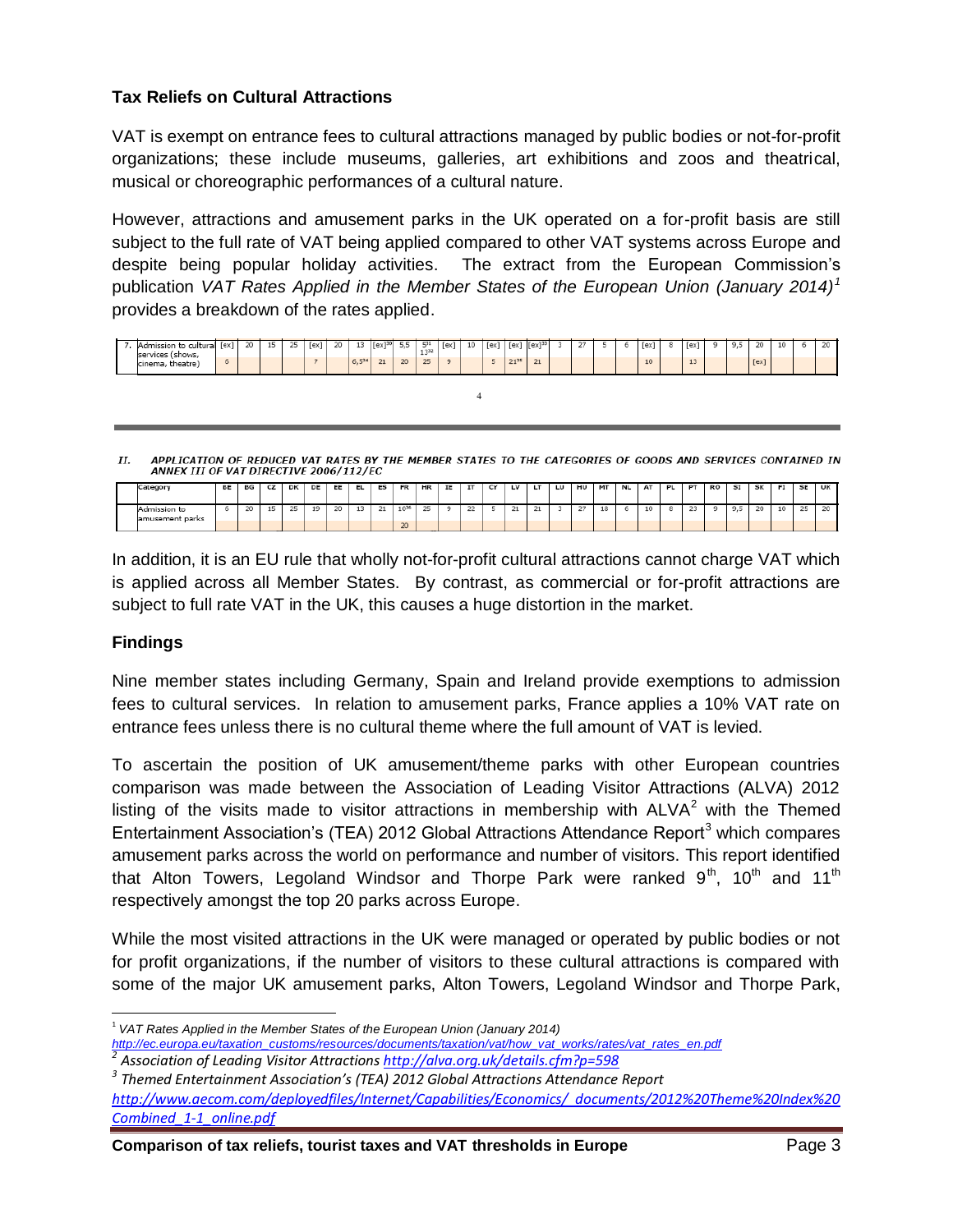### Tax Reliefs on Cultural Attractions

VAT is exempt on entrance fees to cultural attractions managed by public bodies or not-for-profit organizations; these include museums, galleries, art exhibitions and zoos and theatrical, musical or choreographic performances of a cultural nature.

However, attractions and amusement parks in the UK operated on a for-profit basis are still subject to the full rate of VAT being applied compared to other VAT systems across Europe and despite being popular holiday activities. The extract from the European Commission's publication *VAT Rates Applied in the Member States of the European Union (January 2014)*[1] provides a breakdown of the rates applied.

| Category | BE | BG | CZ | DK | DE | EE | EL | ES | FR | HR | IE | IT | CY | LV | LT | LU | HU | MT | NL | AT | PL | PT | RO | SI | SK | FI | SE | UK |
|---|---|---|---|---|---|---|---|---|---|---|---|---|---|---|---|---|---|---|---|---|---|---|---|---|---|---|---|---|
| 7. Admission to cultural services (shows, cinema, theatre) | [ex] 6 | 20 | 15 | 25 | [ex] 7 | 20 | 13 6,5[34] | [ex][30] 21 | 5,5 20 | 5[31] 13[32] 25 | [ex] 9 | 10 | [ex] 5 | [ex] 21[34] | [ex][33] 21 | 3 | 27 | 5 | 6 | [ex] 10 | 8 | [ex] 13 | 9 | 9,5 | 20 [ex] | 10 | 6 | 20 |

*II. APPLICATION OF REDUCED VAT RATES BY THE MEMBER STATES TO THE CATEGORIES OF GOODS AND SERVICES CONTAINED IN ANNEX III OF VAT DIRECTIVE 2006/112/EC*

| Category | BE | BG | CZ | DK | DE | EE | EL | ES | FR | HR | IE | IT | CY | LV | LT | LU | HU | MT | NL | AT | PL | PT | RO | SI | SK | FI | SE | UK |
|---|---|---|---|---|---|---|---|---|---|---|---|---|---|---|---|---|---|---|---|---|---|---|---|---|---|---|---|---|
| Admission to amusement parks | 6 | 20 | 15 | 25 | 19 | 20 | 13 | 21 | 10[36] 20 | 25 | 9 | 22 | 5 | 21 | 21 | 3 | 27 | 18 | 6 | 10 | 8 | 23 | 9 | 9,5 | 20 | 10 | 25 | 20 |

In addition, it is an EU rule that wholly not-for-profit cultural attractions cannot charge VAT which is applied across all Member States. By contrast, as commercial or for-profit attractions are subject to full rate VAT in the UK, this causes a huge distortion in the market.

### Findings

Nine member states including Germany, Spain and Ireland provide exemptions to admission fees to cultural services. In relation to amusement parks, France applies a 10% VAT rate on entrance fees unless there is no cultural theme where the full amount of VAT is levied.

To ascertain the position of UK amusement/theme parks with other European countries comparison was made between the Association of Leading Visitor Attractions (ALVA) 2012 listing of the visits made to visitor attractions in membership with ALVA[2] with the Themed Entertainment Association's (TEA) 2012 Global Attractions Attendance Report[3] which compares amusement parks across the world on performance and number of visitors. This report identified that Alton Towers, Legoland Windsor and Thorpe Park were ranked 9th, 10th and 11th respectively amongst the top 20 parks across Europe.

While the most visited attractions in the UK were managed or operated by public bodies or not for profit organizations, if the number of visitors to these cultural attractions is compared with some of the major UK amusement parks, Alton Towers, Legoland Windsor and Thorpe Park,

---

[1] *VAT Rates Applied in the Member States of the European Union (January 2014)* http://ec.europa.eu/taxation_customs/resources/documents/taxation/vat/how_vat_works/rates/vat_rates_en.pdf

[2] *Association of Leading Visitor Attractions* http://alva.org.uk/details.cfm?p=598

[3] *Themed Entertainment Association's (TEA) 2012 Global Attractions Attendance Report* http://www.aecom.com/deployedfiles/Internet/Capabilities/Economics/_documents/2012%20Theme%20Index%20Combined_1-1_online.pdf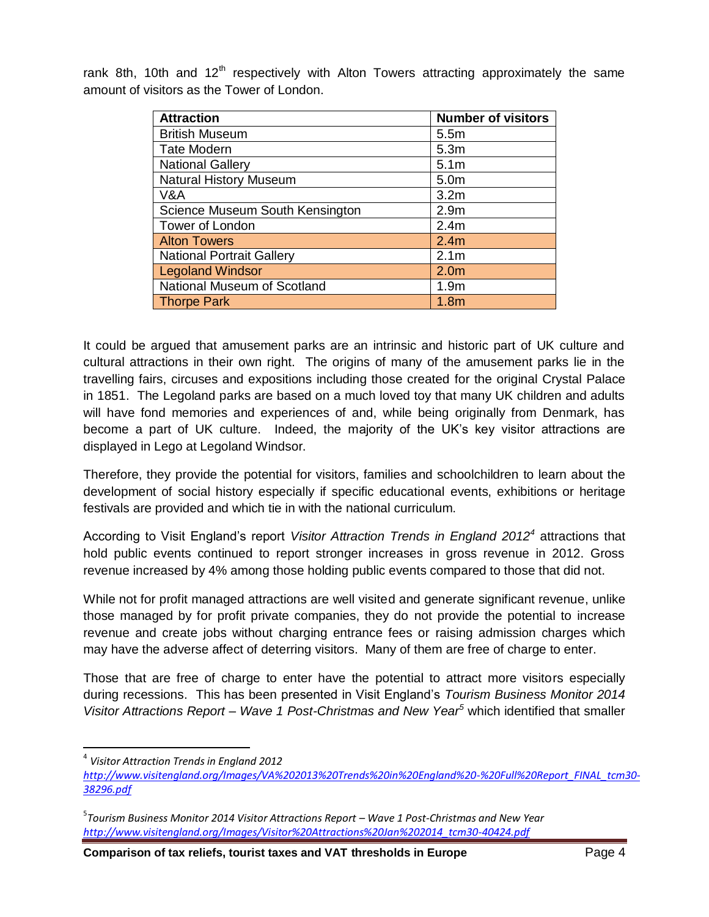rank 8th, 10th and 12th respectively with Alton Towers attracting approximately the same amount of visitors as the Tower of London.

| Attraction | Number of visitors |
|---|---|
| British Museum | 5.5m |
| Tate Modern | 5.3m |
| National Gallery | 5.1m |
| Natural History Museum | 5.0m |
| V&A | 3.2m |
| Science Museum South Kensington | 2.9m |
| Tower of London | 2.4m |
| Alton Towers | 2.4m |
| National Portrait Gallery | 2.1m |
| Legoland Windsor | 2.0m |
| National Museum of Scotland | 1.9m |
| Thorpe Park | 1.8m |

It could be argued that amusement parks are an intrinsic and historic part of UK culture and cultural attractions in their own right. The origins of many of the amusement parks lie in the travelling fairs, circuses and expositions including those created for the original Crystal Palace in 1851. The Legoland parks are based on a much loved toy that many UK children and adults will have fond memories and experiences of and, while being originally from Denmark, has become a part of UK culture. Indeed, the majority of the UK's key visitor attractions are displayed in Lego at Legoland Windsor.

Therefore, they provide the potential for visitors, families and schoolchildren to learn about the development of social history especially if specific educational events, exhibitions or heritage festivals are provided and which tie in with the national curriculum.

According to Visit England's report *Visitor Attraction Trends in England 2012*[4] attractions that hold public events continued to report stronger increases in gross revenue in 2012. Gross revenue increased by 4% among those holding public events compared to those that did not.

While not for profit managed attractions are well visited and generate significant revenue, unlike those managed by for profit private companies, they do not provide the potential to increase revenue and create jobs without charging entrance fees or raising admission charges which may have the adverse affect of deterring visitors. Many of them are free of charge to enter.

Those that are free of charge to enter have the potential to attract more visitors especially during recessions. This has been presented in Visit England's *Tourism Business Monitor 2014 Visitor Attractions Report – Wave 1 Post-Christmas and New Year*[5] which identified that smaller

---

[4] *Visitor Attraction Trends in England 2012* http://www.visitengland.org/Images/VA%202013%20Trends%20in%20England%20-%20Full%20Report_FINAL_tcm30-38296.pdf

[5] *Tourism Business Monitor 2014 Visitor Attractions Report – Wave 1 Post-Christmas and New Year* http://www.visitengland.org/Images/Visitor%20Attractions%20Jan%202014_tcm30-40424.pdf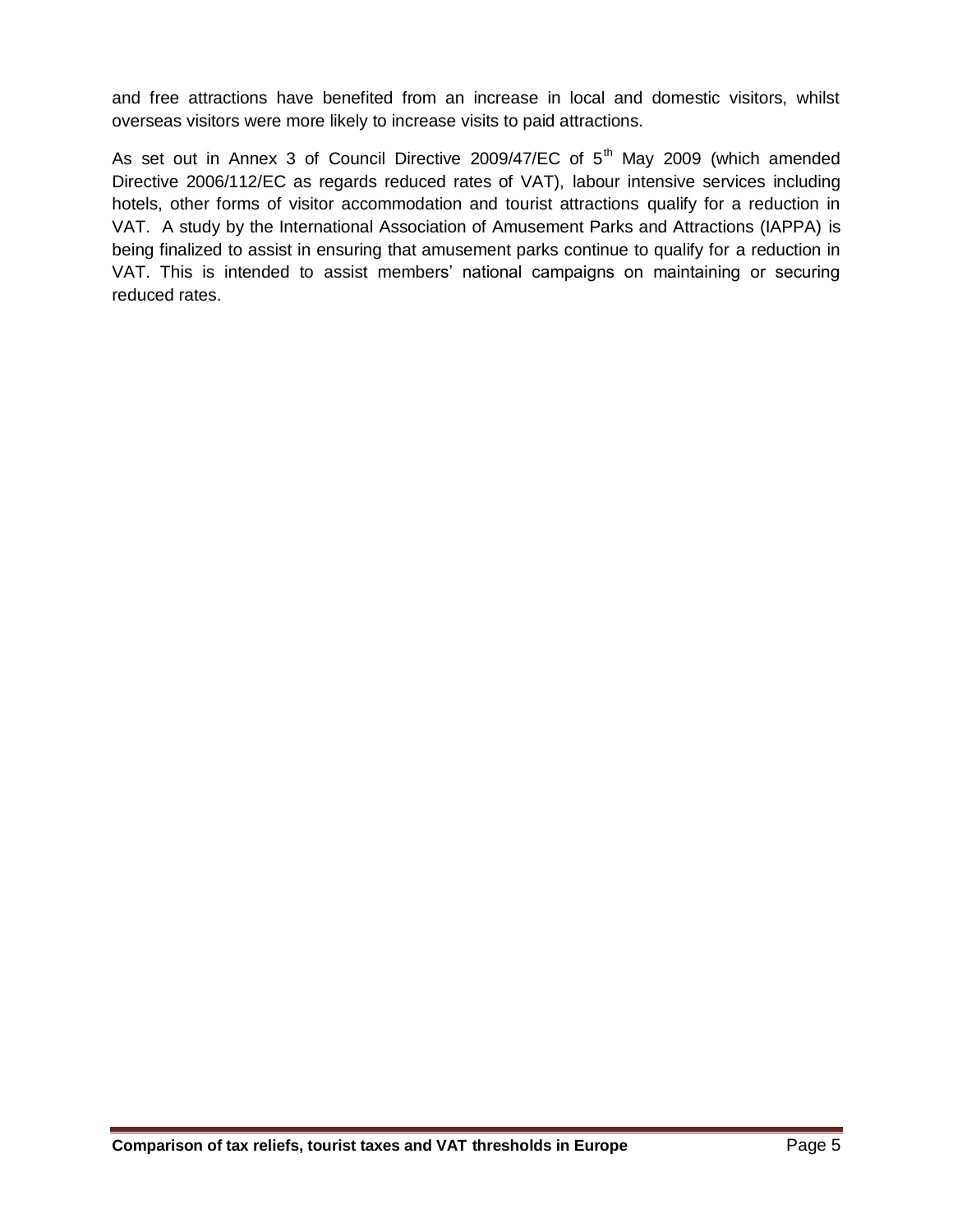and free attractions have benefited from an increase in local and domestic visitors, whilst overseas visitors were more likely to increase visits to paid attractions.

As set out in Annex 3 of Council Directive 2009/47/EC of 5th May 2009 (which amended Directive 2006/112/EC as regards reduced rates of VAT), labour intensive services including hotels, other forms of visitor accommodation and tourist attractions qualify for a reduction in VAT. A study by the International Association of Amusement Parks and Attractions (IAPPA) is being finalized to assist in ensuring that amusement parks continue to qualify for a reduction in VAT. This is intended to assist members' national campaigns on maintaining or securing reduced rates.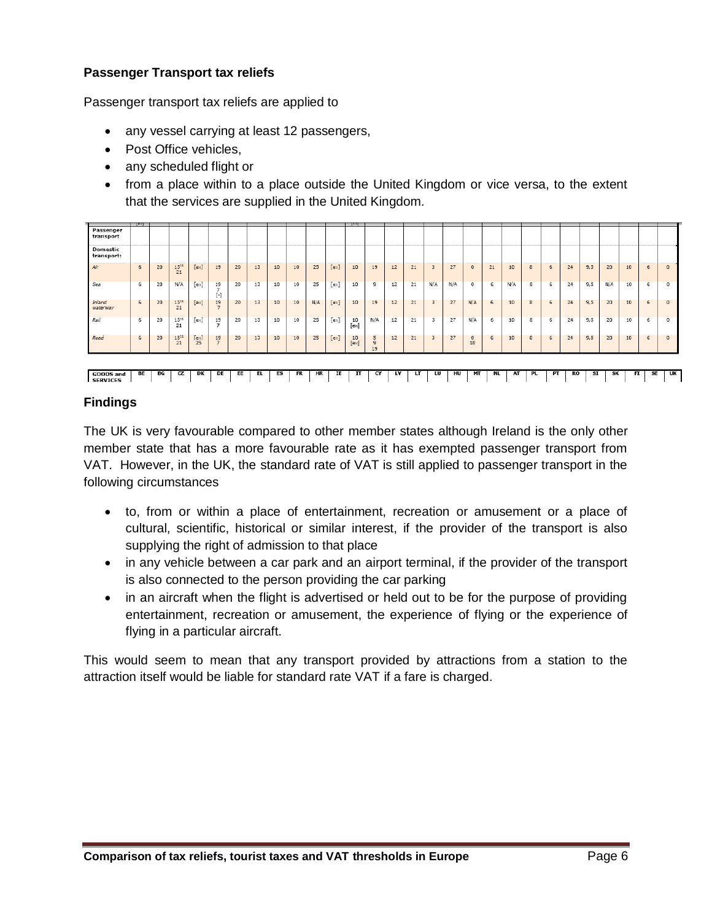**Passenger Transport tax reliefs**

Passenger transport tax reliefs are applied to

- any vessel carrying at least 12 passengers,
- Post Office vehicles,
- any scheduled flight or
- from a place within to a place outside the United Kingdom or vice versa, to the extent that the services are supplied in the United Kingdom.

| GOODS and SERVICES | BE | BG | CZ | DK | DE | EE | EL | ES | FR | HR | IE | IT | CY | LV | LT | LU | HU | MT | NL | AT | PL | PT | RO | SI | SK | FI | SE | UK |
|---|---|---|---|---|---|---|---|---|---|---|---|---|---|---|---|---|---|---|---|---|---|---|---|---|---|---|---|---|
| Passenger transport | | | | | | | | | | | | | | | | | | | | | | | | | | | | |
| Domestic transport: | | | | | | | | | | | | | | | | | | | | | | | | | | | | |
| *Air* | 6 | 20 | 15[11] 21 | [ex] | 19 | 20 | 13 | 10 | 10 | 25 | [ex] | 10 | 19 | 12 | 21 | 3 | 27 | 0 | 21 | 10 | 8 | 6 | 24 | 9,5 | 20 | 10 | 6 | 0 |
| *Sea* | 6 | 20 | N/A | [ex] | 19 7 [-] | 20 | 13 | 10 | 10 | 25 | [ex] | 10 | 9 | 12 | 21 | N/A | N/A | 0 | 6 | N/A | 8 | 6 | 24 | 9,5 | N/A | 10 | 6 | 0 |
| *Inland waterway* | 6 | 20 | 15[11] 21 | [ex] | 19 7 | 20 | 13 | 10 | 10 | N/A | [ex] | 10 | 19 | 12 | 21 | 3 | 27 | N/A | 6 | 10 | 8 | 6 | 24 | 9,5 | 20 | 10 | 6 | 0 |
| *Rail* | 6 | 20 | 15[11] 21 | [ex] | 19 7 | 20 | 13 | 10 | 10 | 25 | [ex] | 10 [ex] | N/A | 12 | 21 | 3 | 27 | N/A | 6 | 10 | 8 | 6 | 24 | 9,5 | 20 | 10 | 6 | 0 |
| *Road* | 6 | 20 | 15[11] 21 | [ex] 25 | 19 7 | 20 | 13 | 10 | 10 | 25 | [ex] | 10 [ex] | 5 9 19 | 12 | 21 | 3 | 27 | 0 18 | 6 | 10 | 8 | 6 | 24 | 9,5 | 20 | 10 | 6 | 0 |

**Findings**

The UK is very favourable compared to other member states although Ireland is the only other member state that has a more favourable rate as it has exempted passenger transport from VAT. However, in the UK, the standard rate of VAT is still applied to passenger transport in the following circumstances

- to, from or within a place of entertainment, recreation or amusement or a place of cultural, scientific, historical or similar interest, if the provider of the transport is also supplying the right of admission to that place
- in any vehicle between a car park and an airport terminal, if the provider of the transport is also connected to the person providing the car parking
- in an aircraft when the flight is advertised or held out to be for the purpose of providing entertainment, recreation or amusement, the experience of flying or the experience of flying in a particular aircraft.

This would seem to mean that any transport provided by attractions from a station to the attraction itself would be liable for standard rate VAT if a fare is charged.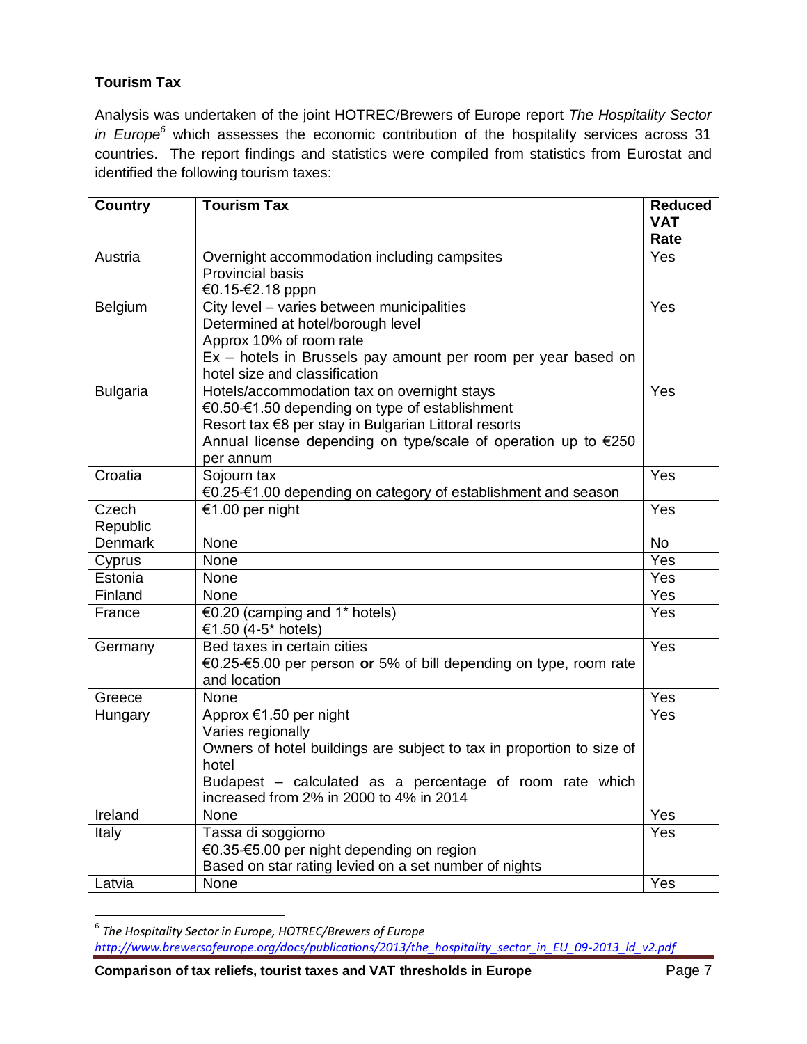**Tourism Tax**

Analysis was undertaken of the joint HOTREC/Brewers of Europe report *The Hospitality Sector in Europe*[6] which assesses the economic contribution of the hospitality services across 31 countries. The report findings and statistics were compiled from statistics from Eurostat and identified the following tourism taxes:

| Country | Tourism Tax | Reduced VAT Rate |
|---|---|---|
| Austria | Overnight accommodation including campsites<br>Provincial basis<br>€0.15-€2.18 pppn | Yes |
| Belgium | City level – varies between municipalities<br>Determined at hotel/borough level<br>Approx 10% of room rate<br>Ex – hotels in Brussels pay amount per room per year based on hotel size and classification | Yes |
| Bulgaria | Hotels/accommodation tax on overnight stays<br>€0.50-€1.50 depending on type of establishment<br>Resort tax €8 per stay in Bulgarian Littoral resorts<br>Annual license depending on type/scale of operation up to €250 per annum | Yes |
| Croatia | Sojourn tax<br>€0.25-€1.00 depending on category of establishment and season | Yes |
| Czech Republic | €1.00 per night | Yes |
| Denmark | None | No |
| Cyprus | None | Yes |
| Estonia | None | Yes |
| Finland | None | Yes |
| France | €0.20 (camping and 1* hotels)<br>€1.50 (4-5* hotels) | Yes |
| Germany | Bed taxes in certain cities<br>€0.25-€5.00 per person **or** 5% of bill depending on type, room rate and location | Yes |
| Greece | None | Yes |
| Hungary | Approx €1.50 per night<br>Varies regionally<br>Owners of hotel buildings are subject to tax in proportion to size of hotel<br>Budapest – calculated as a percentage of room rate which increased from 2% in 2000 to 4% in 2014 | Yes |
| Ireland | None | Yes |
| Italy | Tassa di soggiorno<br>€0.35-€5.00 per night depending on region<br>Based on star rating levied on a set number of nights | Yes |
| Latvia | None | Yes |

[6] *The Hospitality Sector in Europe, HOTREC/Brewers of Europe* http://www.brewersofeurope.org/docs/publications/2013/the_hospitality_sector_in_EU_09-2013_ld_v2.pdf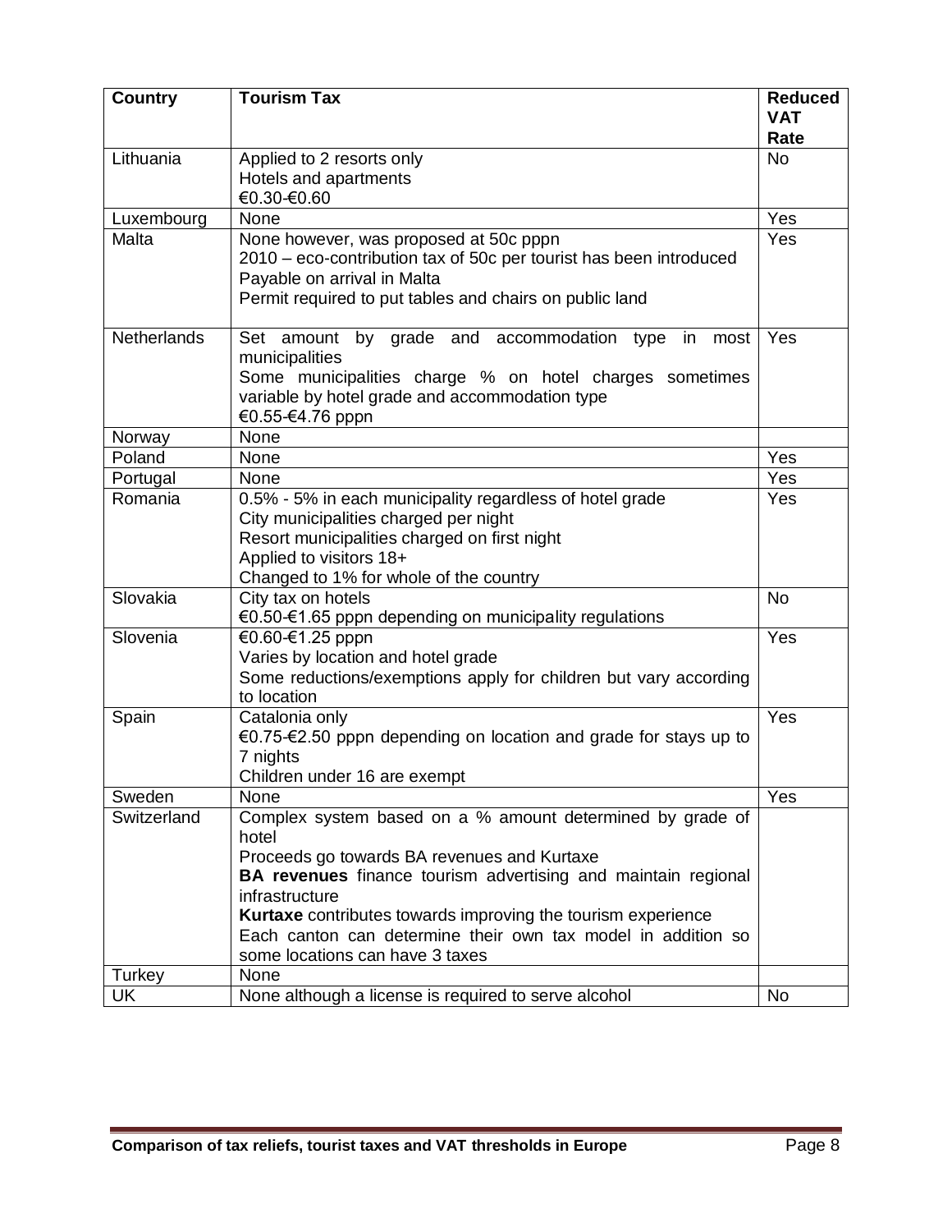| Country | Tourism Tax | Reduced VAT Rate |
|---|---|---|
| Lithuania | Applied to 2 resorts only<br>Hotels and apartments<br>€0.30-€0.60 | No |
| Luxembourg | None | Yes |
| Malta | None however, was proposed at 50c pppn<br>2010 – eco-contribution tax of 50c per tourist has been introduced<br>Payable on arrival in Malta<br>Permit required to put tables and chairs on public land | Yes |
| Netherlands | Set amount by grade and accommodation type in most municipalities<br>Some municipalities charge % on hotel charges sometimes variable by hotel grade and accommodation type<br>€0.55-€4.76 pppn | Yes |
| Norway | None | |
| Poland | None | Yes |
| Portugal | None | Yes |
| Romania | 0.5% - 5% in each municipality regardless of hotel grade<br>City municipalities charged per night<br>Resort municipalities charged on first night<br>Applied to visitors 18+<br>Changed to 1% for whole of the country | Yes |
| Slovakia | City tax on hotels<br>€0.50-€1.65 pppn depending on municipality regulations | No |
| Slovenia | €0.60-€1.25 pppn<br>Varies by location and hotel grade<br>Some reductions/exemptions apply for children but vary according to location | Yes |
| Spain | Catalonia only<br>€0.75-€2.50 pppn depending on location and grade for stays up to 7 nights<br>Children under 16 are exempt | Yes |
| Sweden | None | Yes |
| Switzerland | Complex system based on a % amount determined by grade of hotel<br>Proceeds go towards BA revenues and Kurtaxe<br>**BA revenues** finance tourism advertising and maintain regional infrastructure<br>**Kurtaxe** contributes towards improving the tourism experience<br>Each canton can determine their own tax model in addition so some locations can have 3 taxes | |
| Turkey | None | |
| UK | None although a license is required to serve alcohol | No |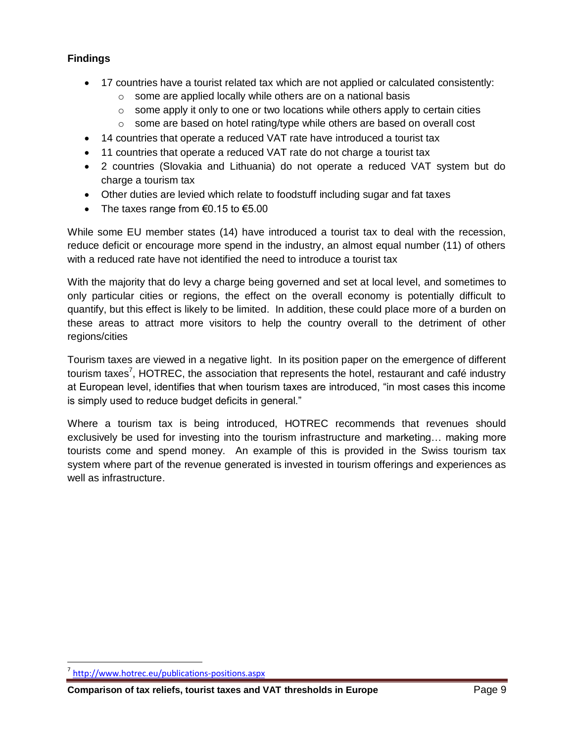**Findings**

- 17 countries have a tourist related tax which are not applied or calculated consistently:
    - some are applied locally while others are on a national basis
    - some apply it only to one or two locations while others apply to certain cities
    - some are based on hotel rating/type while others are based on overall cost
- 14 countries that operate a reduced VAT rate have introduced a tourist tax
- 11 countries that operate a reduced VAT rate do not charge a tourist tax
- 2 countries (Slovakia and Lithuania) do not operate a reduced VAT system but do charge a tourism tax
- Other duties are levied which relate to foodstuff including sugar and fat taxes
- The taxes range from €0.15 to €5.00

While some EU member states (14) have introduced a tourist tax to deal with the recession, reduce deficit or encourage more spend in the industry, an almost equal number (11) of others with a reduced rate have not identified the need to introduce a tourist tax

With the majority that do levy a charge being governed and set at local level, and sometimes to only particular cities or regions, the effect on the overall economy is potentially difficult to quantify, but this effect is likely to be limited. In addition, these could place more of a burden on these areas to attract more visitors to help the country overall to the detriment of other regions/cities

Tourism taxes are viewed in a negative light. In its position paper on the emergence of different tourism taxes[7], HOTREC, the association that represents the hotel, restaurant and café industry at European level, identifies that when tourism taxes are introduced, "in most cases this income is simply used to reduce budget deficits in general."

Where a tourism tax is being introduced, HOTREC recommends that revenues should exclusively be used for investing into the tourism infrastructure and marketing… making more tourists come and spend money. An example of this is provided in the Swiss tourism tax system where part of the revenue generated is invested in tourism offerings and experiences as well as infrastructure.

[7] http://www.hotrec.eu/publications-positions.aspx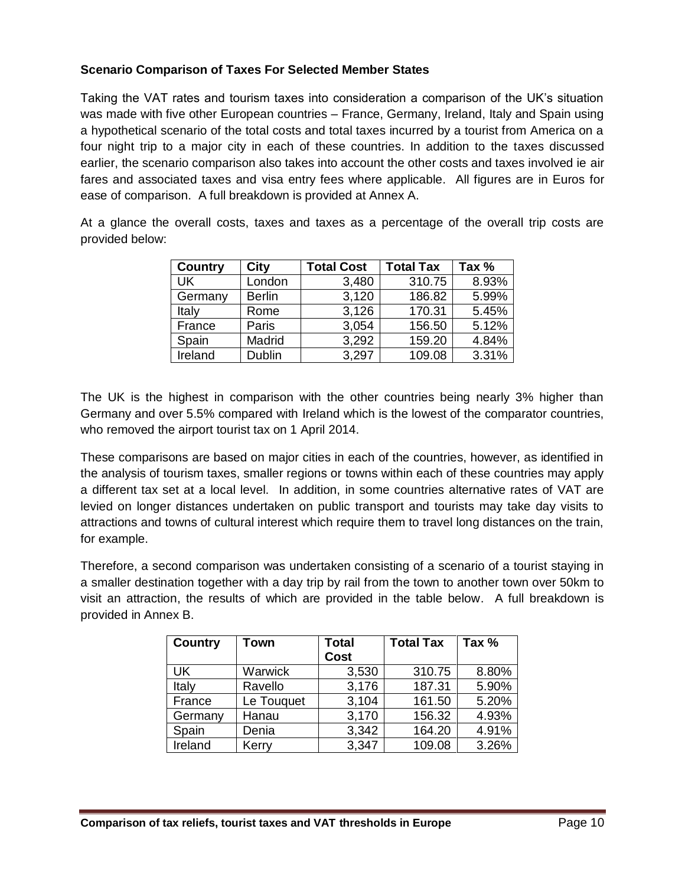**Scenario Comparison of Taxes For Selected Member States**

Taking the VAT rates and tourism taxes into consideration a comparison of the UK's situation was made with five other European countries – France, Germany, Ireland, Italy and Spain using a hypothetical scenario of the total costs and total taxes incurred by a tourist from America on a four night trip to a major city in each of these countries. In addition to the taxes discussed earlier, the scenario comparison also takes into account the other costs and taxes involved ie air fares and associated taxes and visa entry fees where applicable. All figures are in Euros for ease of comparison. A full breakdown is provided at Annex A.

At a glance the overall costs, taxes and taxes as a percentage of the overall trip costs are provided below:

| Country | City | Total Cost | Total Tax | Tax % |
|---|---|---|---|---|
| UK | London | 3,480 | 310.75 | 8.93% |
| Germany | Berlin | 3,120 | 186.82 | 5.99% |
| Italy | Rome | 3,126 | 170.31 | 5.45% |
| France | Paris | 3,054 | 156.50 | 5.12% |
| Spain | Madrid | 3,292 | 159.20 | 4.84% |
| Ireland | Dublin | 3,297 | 109.08 | 3.31% |

The UK is the highest in comparison with the other countries being nearly 3% higher than Germany and over 5.5% compared with Ireland which is the lowest of the comparator countries, who removed the airport tourist tax on 1 April 2014.

These comparisons are based on major cities in each of the countries, however, as identified in the analysis of tourism taxes, smaller regions or towns within each of these countries may apply a different tax set at a local level. In addition, in some countries alternative rates of VAT are levied on longer distances undertaken on public transport and tourists may take day visits to attractions and towns of cultural interest which require them to travel long distances on the train, for example.

Therefore, a second comparison was undertaken consisting of a scenario of a tourist staying in a smaller destination together with a day trip by rail from the town to another town over 50km to visit an attraction, the results of which are provided in the table below. A full breakdown is provided in Annex B.

| Country | Town | Total Cost | Total Tax | Tax % |
|---|---|---|---|---|
| UK | Warwick | 3,530 | 310.75 | 8.80% |
| Italy | Ravello | 3,176 | 187.31 | 5.90% |
| France | Le Touquet | 3,104 | 161.50 | 5.20% |
| Germany | Hanau | 3,170 | 156.32 | 4.93% |
| Spain | Denia | 3,342 | 164.20 | 4.91% |
| Ireland | Kerry | 3,347 | 109.08 | 3.26% |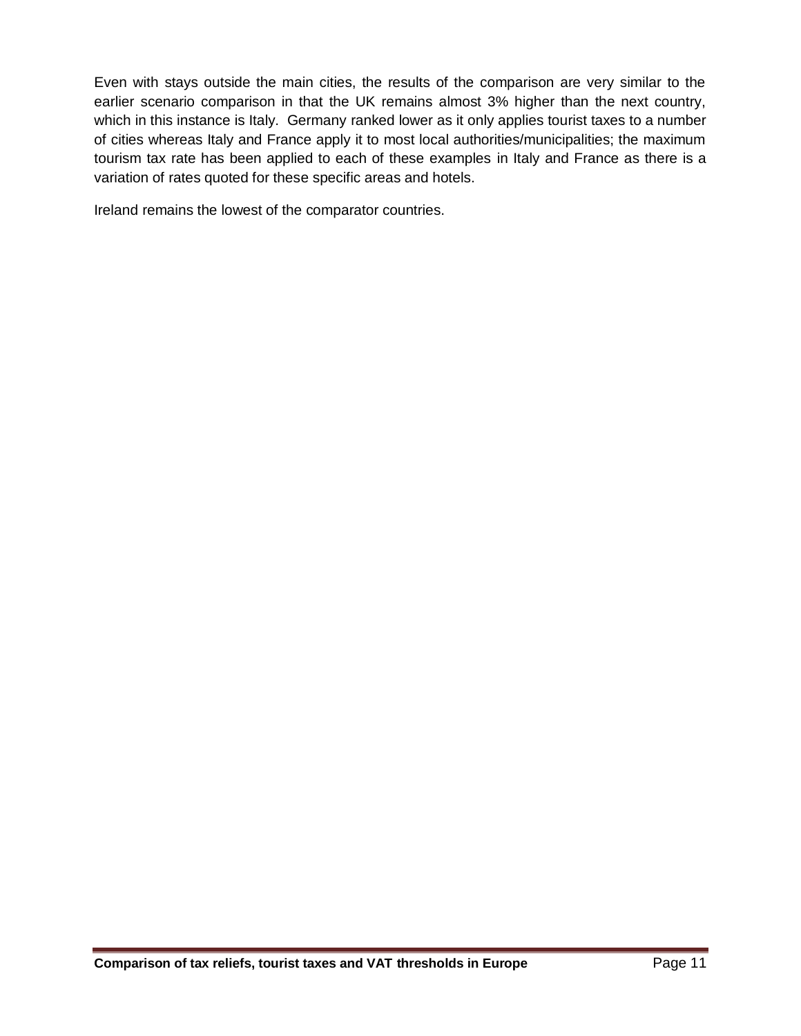Even with stays outside the main cities, the results of the comparison are very similar to the earlier scenario comparison in that the UK remains almost 3% higher than the next country, which in this instance is Italy. Germany ranked lower as it only applies tourist taxes to a number of cities whereas Italy and France apply it to most local authorities/municipalities; the maximum tourism tax rate has been applied to each of these examples in Italy and France as there is a variation of rates quoted for these specific areas and hotels.

Ireland remains the lowest of the comparator countries.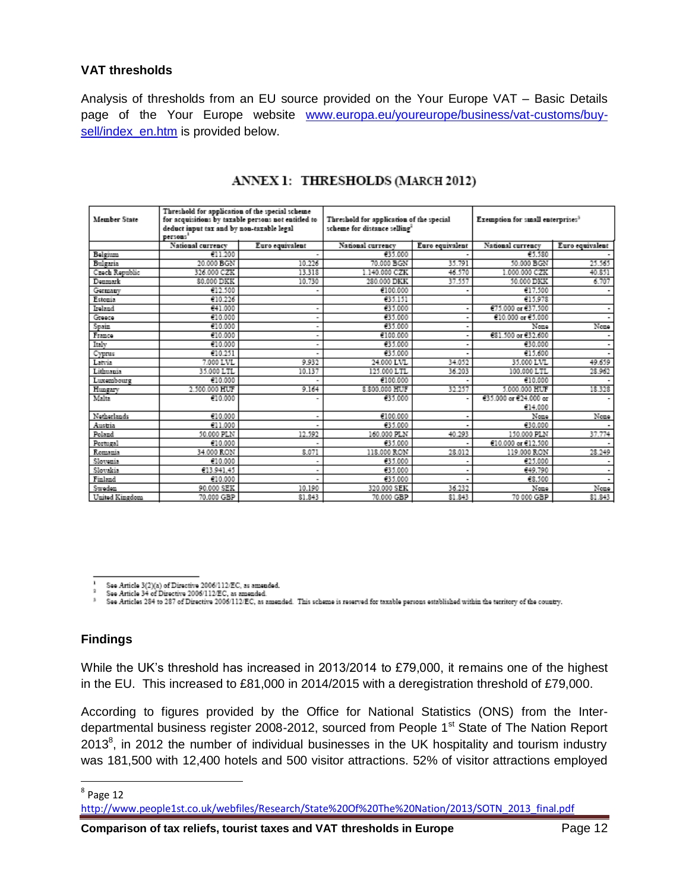## VAT thresholds

Analysis of thresholds from an EU source provided on the Your Europe VAT – Basic Details page of the Your Europe website [www.europa.eu/youreurope/business/vat-customs/buy-sell/index_en.htm](www.europa.eu/youreurope/business/vat-customs/buy-sell/index_en.htm) is provided below.

### ANNEX 1: THRESHOLDS (MARCH 2012)

| Member State | Threshold for application of the special scheme for acquisitions by taxable persons not entitled to deduct input tax and by non-taxable legal persons[1] | | Threshold for application of the special scheme for distance selling[2] | | Exemption for small enterprises[3] | |
|---|---|---|---|---|---|---|
| | National currency | Euro equivalent | National currency | Euro equivalent | National currency | Euro equivalent |
| Belgium | €11.200 | - | €35.000 | - | €5.580 | - |
| Bulgaria | 20.000 BGN | 10.226 | 70.000 BGN | 35.791 | 50.000 BGN | 25.565 |
| Czech Republic | 326.000 CZK | 13.318 | 1.140.000 CZK | 46.570 | 1.000.000 CZK | 40.851 |
| Denmark | 80.000 DKK | 10.730 | 280.000 DKK | 37.557 | 50.000 DKK | 6.707 |
| Germany | €12.500 | - | €100.000 | - | €17.500 | - |
| Estonia | €10.226 | | €35.151 | | €15.978 | |
| Ireland | €41.000 | - | €35.000 | - | €75.000 or €37.500 | - |
| Greece | €10.000 | - | €35.000 | - | €10.000 or €5.000 | - |
| Spain | €10.000 | - | €35.000 | - | None | None |
| France | €10.000 | - | €100.000 | - | €81.500 or €32.600 | - |
| Italy | €10.000 | - | €35.000 | - | €30.000 | - |
| Cyprus | €10.251 | - | €35.000 | - | €15.600 | - |
| Latvia | 7.000 LVL | 9.932 | 24.000 LVL | 34.052 | 35.000 LVL | 49.659 |
| Lithuania | 35.000 LTL | 10.137 | 125.000 LTL | 36.203 | 100.000 LTL | 28.962 |
| Luxembourg | €10.000 | - | €100.000 | - | €10.000 | - |
| Hungary | 2.500.000 HUF | 9.164 | 8.800.000 HUF | 32.257 | 5.000.000 HUF | 18.328 |
| Malta | €10.000 | - | €35.000 | - | €35.000 or €24.000 or €14.000 | - |
| Netherlands | €10.000 | - | €100.000 | - | None | None |
| Austria | €11.000 | - | €35.000 | - | €30.000 | - |
| Poland | 50.000 PLN | 12.592 | 160.000 PLN | 40.293 | 150.000 PLN | 37.774 |
| Portugal | €10.000 | - | €35.000 | - | €10.000 or €12.500 | - |
| Romania | 34.000 RON | 8.071 | 118.000 RON | 28.012 | 119.000 RON | 28.249 |
| Slovenia | €10.000 | - | €35.000 | - | €25.000 | - |
| Slovakia | €13.941,45 | - | €35.000 | - | €49.790 | - |
| Finland | €10.000 | - | €35.000 | - | €8.500 | - |
| Sweden | 90.000 SEK | 10.190 | 320.000 SEK | 36.232 | None | None |
| United Kingdom | 70.000 GBP | 81.843 | 70.000 GBP | 81.843 | 70 000 GBP | 81.843 |

[1] See Article 3(2)(a) of Directive 2006/112/EC, as amended.
[2] See Article 34 of Directive 2006/112/EC, as amended.
[3] See Articles 284 to 287 of Directive 2006/112/EC, as amended. This scheme is reserved for taxable persons established within the territory of the country.

## Findings

While the UK's threshold has increased in 2013/2014 to £79,000, it remains one of the highest in the EU. This increased to £81,000 in 2014/2015 with a deregistration threshold of £79,000.

According to figures provided by the Office for National Statistics (ONS) from the Inter-departmental business register 2008-2012, sourced from People 1[st] State of The Nation Report 2013[8], in 2012 the number of individual businesses in the UK hospitality and tourism industry was 181,500 with 12,400 hotels and 500 visitor attractions. 52% of visitor attractions employed

[8] Page 12 [http://www.people1st.co.uk/webfiles/Research/State%20Of%20The%20Nation/2013/SOTN_2013_final.pdf](http://www.people1st.co.uk/webfiles/Research/State%20Of%20The%20Nation/2013/SOTN_2013_final.pdf)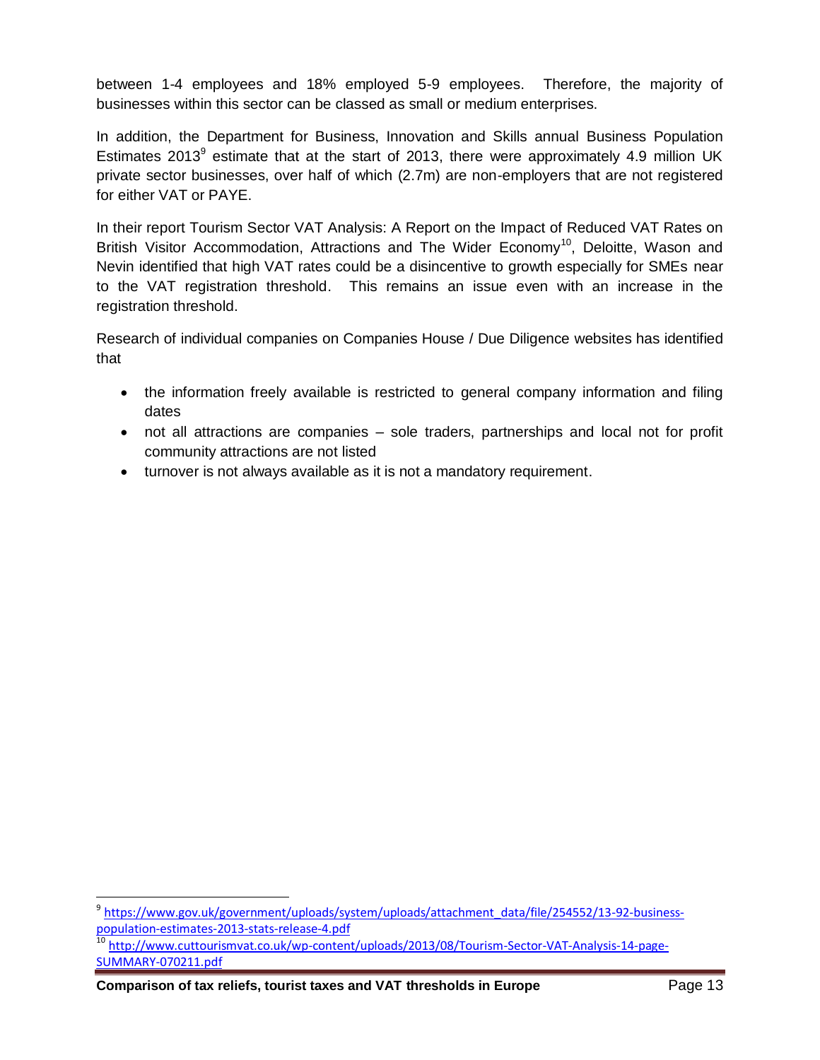between 1-4 employees and 18% employed 5-9 employees. Therefore, the majority of businesses within this sector can be classed as small or medium enterprises.

In addition, the Department for Business, Innovation and Skills annual Business Population Estimates 2013[9] estimate that at the start of 2013, there were approximately 4.9 million UK private sector businesses, over half of which (2.7m) are non-employers that are not registered for either VAT or PAYE.

In their report Tourism Sector VAT Analysis: A Report on the Impact of Reduced VAT Rates on British Visitor Accommodation, Attractions and The Wider Economy[10], Deloitte, Wason and Nevin identified that high VAT rates could be a disincentive to growth especially for SMEs near to the VAT registration threshold. This remains an issue even with an increase in the registration threshold.

Research of individual companies on Companies House / Due Diligence websites has identified that

- the information freely available is restricted to general company information and filing dates
- not all attractions are companies – sole traders, partnerships and local not for profit community attractions are not listed
- turnover is not always available as it is not a mandatory requirement.

---

[9] https://www.gov.uk/government/uploads/system/uploads/attachment_data/file/254552/13-92-business-population-estimates-2013-stats-release-4.pdf

[10] http://www.cuttourismvat.co.uk/wp-content/uploads/2013/08/Tourism-Sector-VAT-Analysis-14-page-SUMMARY-070211.pdf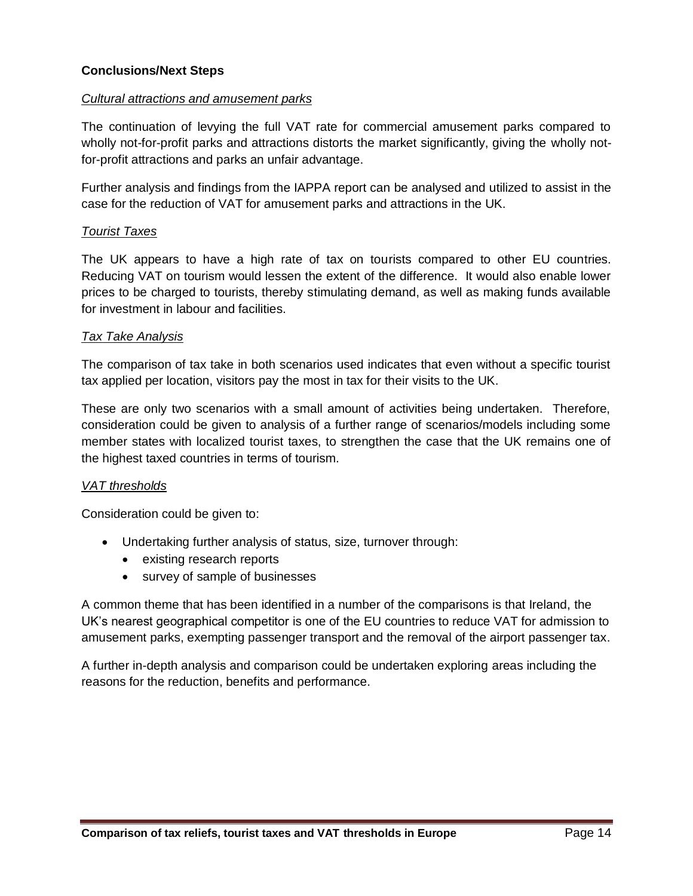**Conclusions/Next Steps**

*Cultural attractions and amusement parks*

The continuation of levying the full VAT rate for commercial amusement parks compared to wholly not-for-profit parks and attractions distorts the market significantly, giving the wholly not-for-profit attractions and parks an unfair advantage.

Further analysis and findings from the IAPPA report can be analysed and utilized to assist in the case for the reduction of VAT for amusement parks and attractions in the UK.

*Tourist Taxes*

The UK appears to have a high rate of tax on tourists compared to other EU countries. Reducing VAT on tourism would lessen the extent of the difference. It would also enable lower prices to be charged to tourists, thereby stimulating demand, as well as making funds available for investment in labour and facilities.

*Tax Take Analysis*

The comparison of tax take in both scenarios used indicates that even without a specific tourist tax applied per location, visitors pay the most in tax for their visits to the UK.

These are only two scenarios with a small amount of activities being undertaken. Therefore, consideration could be given to analysis of a further range of scenarios/models including some member states with localized tourist taxes, to strengthen the case that the UK remains one of the highest taxed countries in terms of tourism.

*VAT thresholds*

Consideration could be given to:

- Undertaking further analysis of status, size, turnover through:
  - existing research reports
  - survey of sample of businesses

A common theme that has been identified in a number of the comparisons is that Ireland, the UK's nearest geographical competitor is one of the EU countries to reduce VAT for admission to amusement parks, exempting passenger transport and the removal of the airport passenger tax.

A further in-depth analysis and comparison could be undertaken exploring areas including the reasons for the reduction, benefits and performance.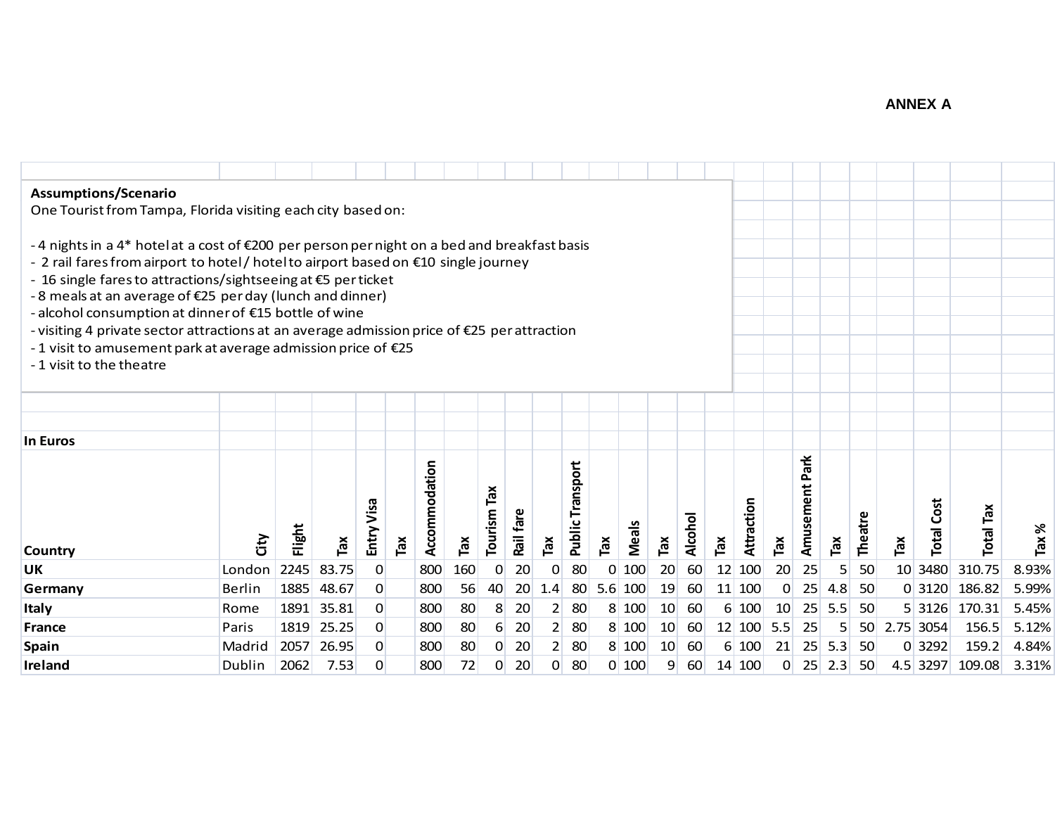**ANNEX A**

**Assumptions/Scenario**

One Tourist from Tampa, Florida visiting each city based on:

- 4 nights in a 4* hotel at a cost of €200 per person per night on a bed and breakfast basis
- 2 rail fares from airport to hotel / hotel to airport based on €10 single journey
- 16 single fares to attractions/sightseeing at €5 per ticket
- 8 meals at an average of €25 per day (lunch and dinner)
- alcohol consumption at dinner of €15 bottle of wine
- visiting 4 private sector attractions at an average admission price of €25 per attraction
- 1 visit to amusement park at average admission price of €25
- 1 visit to the theatre

**In Euros**

| Country | City | Flight | Tax | Entry Visa | Tax | Accommodation | Tax | Tourism Tax | Rail fare | Tax | Public Transport | Tax | Meals | Tax | Alcohol | Tax | Attraction | Tax | Amusement Park | Tax | Theatre | Tax | Total Cost | Total Tax | Tax % |
|---|---|---|---|---|---|---|---|---|---|---|---|---|---|---|---|---|---|---|---|---|---|---|---|---|---|
| **UK** | London | 2245 | 83.75 | 0 | | 800 | 160 | 0 | 20 | 0 | 80 | 0 | 100 | 20 | 60 | 12 | 100 | 20 | 25 | 5 | 50 | 10 | 3480 | 310.75 | 8.93% |
| **Germany** | Berlin | 1885 | 48.67 | 0 | | 800 | 56 | 40 | 20 | 1.4 | 80 | 5.6 | 100 | 19 | 60 | 11 | 100 | 0 | 25 | 4.8 | 50 | 0 | 3120 | 186.82 | 5.99% |
| **Italy** | Rome | 1891 | 35.81 | 0 | | 800 | 80 | 8 | 20 | 2 | 80 | 8 | 100 | 10 | 60 | 6 | 100 | 10 | 25 | 5.5 | 50 | 5 | 3126 | 170.31 | 5.45% |
| **France** | Paris | 1819 | 25.25 | 0 | | 800 | 80 | 6 | 20 | 2 | 80 | 8 | 100 | 10 | 60 | 12 | 100 | 5.5 | 25 | 5 | 50 | 2.75 | 3054 | 156.5 | 5.12% |
| **Spain** | Madrid | 2057 | 26.95 | 0 | | 800 | 80 | 0 | 20 | 2 | 80 | 8 | 100 | 10 | 60 | 6 | 100 | 21 | 25 | 5.3 | 50 | 0 | 3292 | 159.2 | 4.84% |
| **Ireland** | Dublin | 2062 | 7.53 | 0 | | 800 | 72 | 0 | 20 | 0 | 80 | 0 | 100 | 9 | 60 | 14 | 100 | 0 | 25 | 2.3 | 50 | 4.5 | 3297 | 109.08 | 3.31% |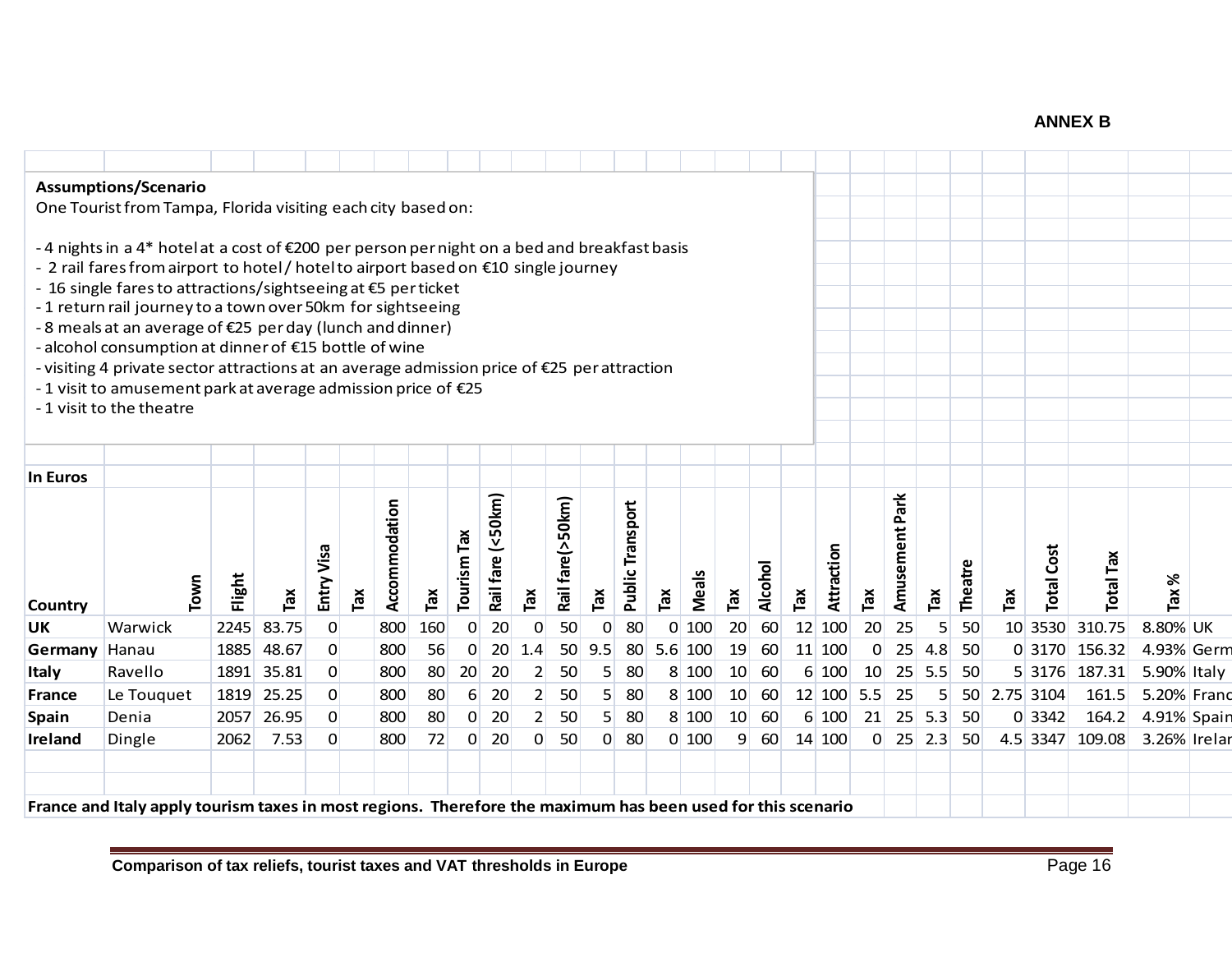ANNEX B

**Assumptions/Scenario**

One Tourist from Tampa, Florida visiting each city based on:

- 4 nights in a 4* hotel at a cost of €200 per person per night on a bed and breakfast basis
- 2 rail fares from airport to hotel / hotel to airport based on €10 single journey
- 16 single fares to attractions/sightseeing at €5 per ticket
- 1 return rail journey to a town over 50km for sightseeing
- 8 meals at an average of €25 per day (lunch and dinner)
- alcohol consumption at dinner of €15 bottle of wine
- visiting 4 private sector attractions at an average admission price of €25 per attraction
- 1 visit to amusement park at average admission price of €25
- 1 visit to the theatre

**In Euros**

| Country | Town | Flight | Tax | Entry Visa | Tax | Accommodation | Tax | Tourism Tax | Rail fare (<50km) | Tax | Rail fare(>50km) | Tax | Public Transport | Tax | Meals | Tax | Alcohol | Tax | Attraction | Tax | Amusement Park | Tax | Theatre | Tax | Total Cost | Total Tax | Tax % | |
|---|---|---|---|---|---|---|---|---|---|---|---|---|---|---|---|---|---|---|---|---|---|---|---|---|---|---|---|---|
| **UK** | Warwick | 2245 | 83.75 | 0 | | 800 | 160 | 0 | 20 | 0 | 50 | 0 | 80 | 0 | 100 | 20 | 60 | 12 | 100 | 20 | 25 | 5 | 50 | 10 | 3530 | 310.75 | 8.80% | UK |
| **Germany** | Hanau | 1885 | 48.67 | 0 | | 800 | 56 | 0 | 20 | 1.4 | 50 | 9.5 | 80 | 5.6 | 100 | 19 | 60 | 11 | 100 | 0 | 25 | 4.8 | 50 | 0 | 3170 | 156.32 | 4.93% | Germ |
| **Italy** | Ravello | 1891 | 35.81 | 0 | | 800 | 80 | 20 | 20 | 2 | 50 | 5 | 80 | 8 | 100 | 10 | 60 | 6 | 100 | 10 | 25 | 5.5 | 50 | 5 | 3176 | 187.31 | 5.90% | Italy |
| **France** | Le Touquet | 1819 | 25.25 | 0 | | 800 | 80 | 6 | 20 | 2 | 50 | 5 | 80 | 8 | 100 | 10 | 60 | 12 | 100 | 5.5 | 25 | 5 | 50 | 2.75 | 3104 | 161.5 | 5.20% | Franc |
| **Spain** | Denia | 2057 | 26.95 | 0 | | 800 | 80 | 0 | 20 | 2 | 50 | 5 | 80 | 8 | 100 | 10 | 60 | 6 | 100 | 21 | 25 | 5.3 | 50 | 0 | 3342 | 164.2 | 4.91% | Spain |
| **Ireland** | Dingle | 2062 | 7.53 | 0 | | 800 | 72 | 0 | 20 | 0 | 50 | 0 | 80 | 0 | 100 | 9 | 60 | 14 | 100 | 0 | 25 | 2.3 | 50 | 4.5 | 3347 | 109.08 | 3.26% | Irelar |

**France and Italy apply tourism taxes in most regions. Therefore the maximum has been used for this scenario**